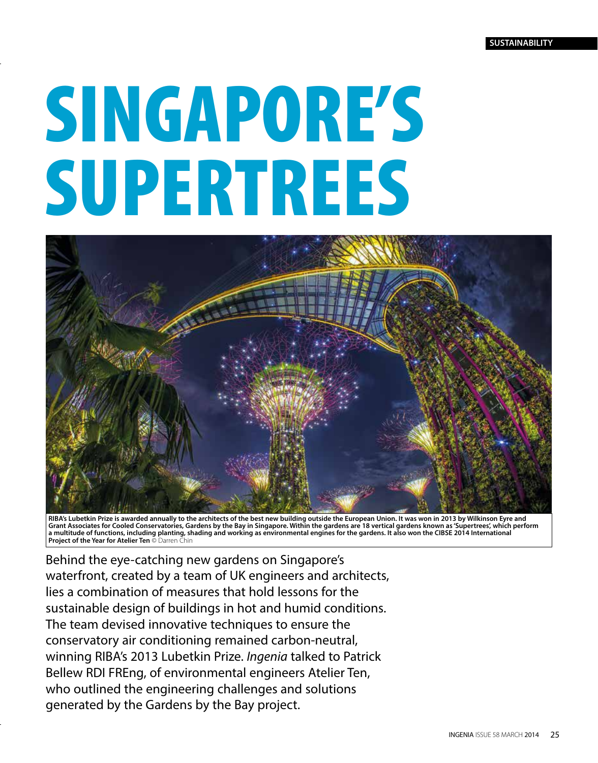# SINGAPORE'S SUPERTREES

**RIBA's Lubetkin Prize is awarded annually to the architects of the best new building outside the European Union. It was won in 2013 by Wilkinson Eyre and Grant Associates for Cooled Conservatories, Gardens by the Bay in Singapore. Within the gardens are 18 vertical gardens known as 'Supertrees', which perform a multitude of functions, including planting, shading and working as environmental engines for the gardens. It also won the CIBSE 2014 International Project of the Year for Atelier Ten** © Darren Chin

Behind the eye-catching new gardens on Singapore's waterfront, created by a team of UK engineers and architects, lies a combination of measures that hold lessons for the sustainable design of buildings in hot and humid conditions. The team devised innovative techniques to ensure the conservatory air conditioning remained carbon-neutral, winning RIBA's 2013 Lubetkin Prize. *Ingenia* talked to Patrick Bellew RDI FREng, of environmental engineers Atelier Ten, who outlined the engineering challenges and solutions generated by the Gardens by the Bay project.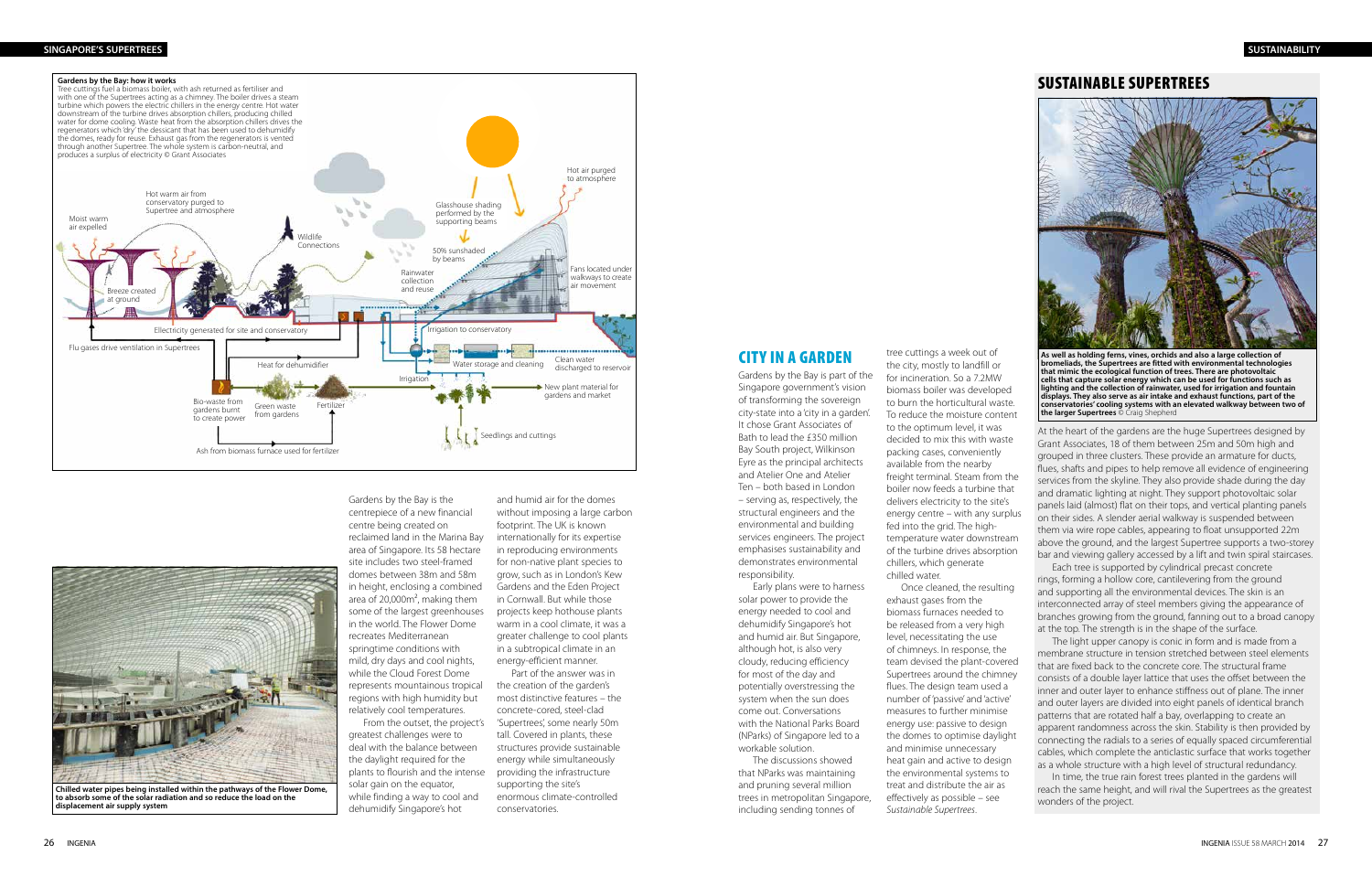**Gardens by the Bay: how it works**
Tree cuttings fuel a biomass boiler, with ash returned as fertiliser and with one of the Supertrees acting as a chimney. The boiler drives a steam turbine which powers the electric chillers in the energy centre. Hot water downstream of the turbine drives absorption chillers, producing chilled water for dome cooling. Waste heat from the absorption chillers drives the regenerators which 'dry' the dessicant that has been used to dehumidify the domes, ready for reuse. Exhaust gas from the regenerators is vented through another Supertree. The whole system is carbon-neutral, and produces a surplus of electricity © Grant Associates

Chilled water pipes being installed within the pathways of the Flower Dome, to absorb some of the solar radiation and so reduce the load on the displacement air supply system

Gardens by the Bay is the centrepiece of a new financial centre being created on reclaimed land in the Marina Bay area of Singapore. Its 58 hectare site includes two steel-framed domes between 38m and 58m in height, enclosing a combined area of 20,000m², making them some of the largest greenhouses in the world. The Flower Dome recreates Mediterranean springtime conditions with mild, dry days and cool nights, while the Cloud Forest Dome represents mountainous tropical regions with high humidity but relatively cool temperatures.

From the outset, the project's greatest challenges were to deal with the balance between the daylight required for the plants to flourish and the intense solar gain on the equator, while finding a way to cool and dehumidify Singapore's hot and humid air for the domes without imposing a large carbon footprint. The UK is known internationally for its expertise in reproducing environments for non-native plant species to grow, such as in London's Kew Gardens and the Eden Project in Cornwall. But while those projects keep hothouse plants warm in a cool climate, it was a greater challenge to cool plants in a subtropical climate in an energy-efficient manner.

Part of the answer was in the creation of the garden's most distinctive features – the concrete-cored, steel-clad 'Supertrees', some nearly 50m tall. Covered in plants, these structures provide sustainable energy while simultaneously providing the infrastructure supporting the site's enormous climate-controlled conservatories.

## CITY IN A GARDEN

Gardens by the Bay is part of the Singapore government's vision of transforming the sovereign city-state into a 'city in a garden'. It chose Grant Associates of Bath to lead the £350 million Bay South project, Wilkinson Eyre as the principal architects and Atelier One and Atelier Ten – both based in London – serving as, respectively, the structural engineers and the environmental and building services engineers. The project emphasises sustainability and demonstrates environmental responsibility.

Early plans were to harness solar power to provide the energy needed to cool and dehumidify Singapore's hot and humid air. But Singapore, although hot, is also very cloudy, reducing efficiency for most of the day and potentially overstressing the system when the sun does come out. Conversations with the National Parks Board (NParks) of Singapore led to a workable solution.

The discussions showed that NParks was maintaining and pruning several million trees in metropolitan Singapore, including sending tonnes of tree cuttings a week out of the city, mostly to landfill or for incineration. So a 7.2MW biomass boiler was developed to burn the horticultural waste. To reduce the moisture content to the optimum level, it was decided to mix this with waste packing cases, conveniently available from the nearby freight terminal. Steam from the boiler now feeds a turbine that delivers electricity to the site's energy centre – with any surplus fed into the grid. The high-temperature water downstream of the turbine drives absorption chillers, which generate chilled water.

Once cleaned, the resulting exhaust gases from the biomass furnaces needed to be released from a very high level, necessitating the use of chimneys. In response, the team devised the plant-covered Supertrees around the chimney flues. The design team used a number of 'passive' and 'active' measures to further minimise energy use: passive to design the domes to optimise daylight and minimise unnecessary heat gain and active to design the environmental systems to treat and distribute the air as effectively as possible – see *Sustainable Supertrees*.

## SUSTAINABLE SUPERTREES

**As well as holding ferns, vines, orchids and also a large collection of bromeliads, the Supertrees are fitted with environmental technologies that mimic the ecological function of trees. There are photovoltaic cells that capture solar energy which can be used for functions such as lighting and the collection of rainwater, used for irrigation and fountain displays. They also serve as air intake and exhaust functions, part of the conservatories' cooling systems with an elevated walkway between two of the larger Supertrees** © Craig Shepherd

At the heart of the gardens are the huge Supertrees designed by Grant Associates, 18 of them between 25m and 50m high and grouped in three clusters. These provide an armature for ducts, flues, shafts and pipes to help remove all evidence of engineering services from the skyline. They also provide shade during the day and dramatic lighting at night. They support photovoltaic solar panels laid (almost) flat on their tops, and vertical planting panels on their sides. A slender aerial walkway is suspended between them via wire rope cables, appearing to float unsupported 22m above the ground, and the largest Supertree supports a two-storey bar and viewing gallery accessed by a lift and twin spiral staircases.

Each tree is supported by cylindrical precast concrete rings, forming a hollow core, cantilevering from the ground and supporting all the environmental devices. The skin is an interconnected array of steel members giving the appearance of branches growing from the ground, fanning out to a broad canopy at the top. The strength is in the shape of the surface.

The light upper canopy is conic in form and is made from a membrane structure in tension stretched between steel elements that are fixed back to the concrete core. The structural frame consists of a double layer lattice that uses the offset between the inner and outer layer to enhance stiffness out of plane. The inner and outer layers are divided into eight panels of identical branch patterns that are rotated half a bay, overlapping to create an apparent randomness across the skin. Stability is then provided by connecting the radials to a series of equally spaced circumferential cables, which complete the anticlastic surface that works together as a whole structure with a high level of structural redundancy.

In time, the true rain forest trees planted in the gardens will reach the same height, and will rival the Supertrees as the greatest wonders of the project.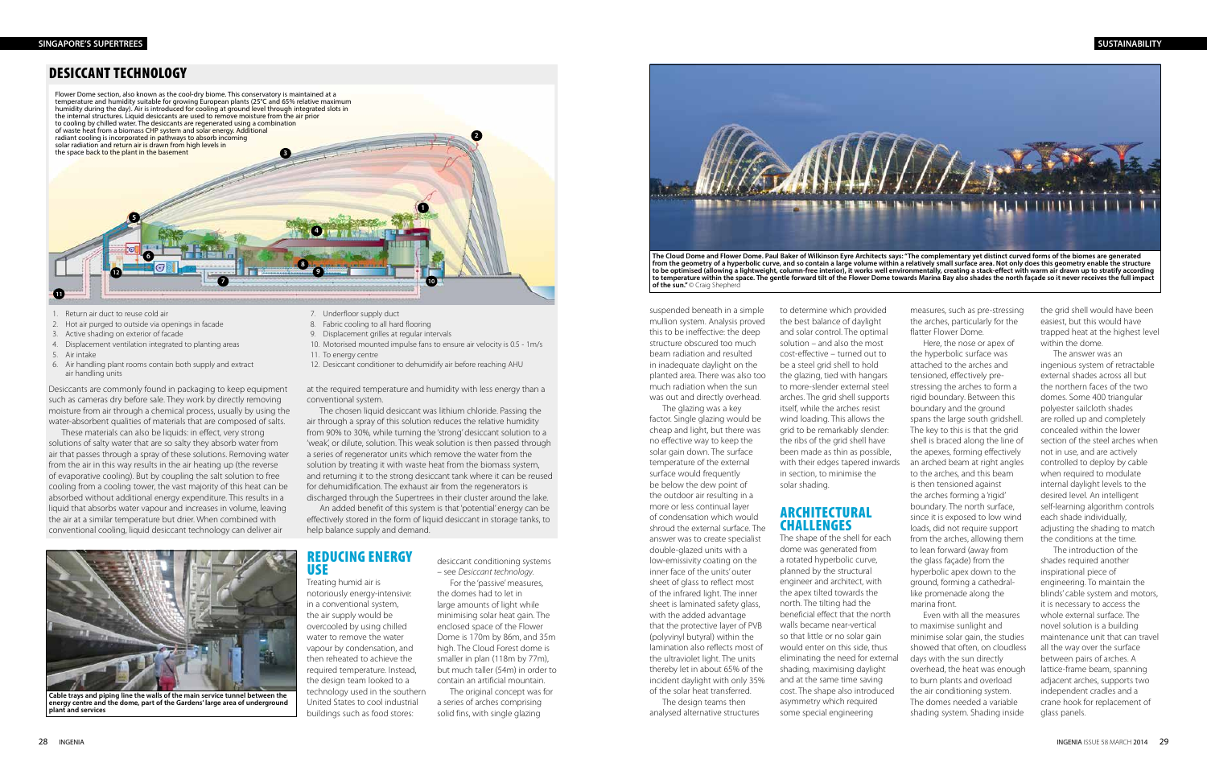## DESICCANT TECHNOLOGY

Flower Dome section, also known as the cool-dry biome. This conservatory is maintained at a temperature and humidity suitable for growing European plants (25°C and 65% relative maximum humidity during the day). Air is introduced for cooling at ground level through integrated slots in the internal structures. Liquid desiccants are used to remove moisture from the air prior to cooling by chilled water. The desiccants are regenerated using a combination of waste heat from a biomass CHP system and solar energy. Additional radiant cooling is incorporated in pathways to absorb incoming solar radiation and return air is drawn from high levels in the space back to the plant in the basement

1. Return air duct to reuse cold air
2. Hot air purged to outside via openings in facade
3. Active shading on exterior of facade
4. Displacement ventilation integrated to planting areas
5. Air intake
6. Air handling plant rooms contain both supply and extract air handling units
7. Underfloor supply duct
8. Fabric cooling to all hard flooring
9. Displacement grilles at regular intervals
10. Motorised mounted impulse fans to ensure air velocity is 0.5 - 1m/s
11. To energy centre
12. Desiccant conditioner to dehumidify air before reaching AHU

Desiccants are commonly found in packaging to keep equipment such as cameras dry before sale. They work by directly removing moisture from air through a chemical process, usually by using the water-absorbent qualities of materials that are composed of salts.

These materials can also be liquids: in effect, very strong solutions of salty water that are so salty they absorb water from air that passes through a spray of these solutions. Removing water from the air in this way results in the air heating up (the reverse of evaporative cooling). But by coupling the salt solution to free cooling from a cooling tower, the vast majority of this heat can be absorbed without additional energy expenditure. This results in a liquid that absorbs water vapour and increases in volume, leaving the air at a similar temperature but drier. When combined with conventional cooling, liquid desiccant technology can deliver air at the required temperature and humidity with less energy than a conventional system.

The chosen liquid desiccant was lithium chloride. Passing the air through a spray of this solution reduces the relative humidity from 90% to 30%, while turning the 'strong' desiccant solution to a 'weak', or dilute, solution. This weak solution is then passed through a series of regenerator units which remove the water from the solution by treating it with waste heat from the biomass system, and returning it to the strong desiccant tank where it can be reused for dehumidification. The exhaust air from the regenerators is discharged through the Supertrees in their cluster around the lake.

An added benefit of this system is that 'potential' energy can be effectively stored in the form of liquid desiccant in storage tanks, to help balance supply and demand.

**Cable trays and piping line the walls of the main service tunnel between the energy centre and the dome, part of the Gardens' large area of underground plant and services**

## REDUCING ENERGY USE

Treating humid air is notoriously energy-intensive: in a conventional system, the air supply would be overcooled by using chilled water to remove the water vapour by condensation, and then reheated to achieve the required temperature. Instead, the design team looked to a technology used in the southern United States to cool industrial buildings such as food stores: desiccant conditioning systems – see *Desiccant technology.*

For the 'passive' measures, the domes had to let in large amounts of light while minimising solar heat gain. The enclosed space of the Flower Dome is 170m by 86m, and 35m high. The Cloud Forest dome is smaller in plan (118m by 77m), but much taller (54m) in order to contain an artificial mountain.

The original concept was for a series of arches comprising solid fins, with single glazing suspended beneath in a simple mullion system. Analysis proved this to be ineffective: the deep structure obscured too much beam radiation and resulted in inadequate daylight on the planted area. There was also too much radiation when the sun was out and directly overhead.

The glazing was a key factor. Single glazing would be cheap and light, but there was no effective way to keep the solar gain down. The surface temperature of the external surface would frequently be below the dew point of the outdoor air resulting in a more or less continual layer of condensation which would shroud the external surface. The answer was to create specialist double-glazed units with a low-emissivity coating on the inner face of the units' outer sheet of glass to reflect most of the infrared light. The inner sheet is laminated safety glass, with the added advantage that the protective layer of PVB (polyvinyl butyral) within the lamination also reflects most of the ultraviolet light. The units thereby let in about 65% of the incident daylight with only 35% of the solar heat transferred.

The design teams then analysed alternative structures to determine which provided the best balance of daylight and solar control. The optimal solution – and also the most cost-effective – turned out to be a steel grid shell to hold the glazing, tied with hangars to more-slender external steel arches. The grid shell supports itself, while the arches resist wind loading. This allows the grid to be remarkably slender: the ribs of the grid shell have been made as thin as possible, with their edges tapered inwards in section, to minimise the solar shading.

**The Cloud Dome and Flower Dome. Paul Baker of Wilkinson Eyre Architects says: "The complementary yet distinct curved forms of the biomes are generated from the geometry of a hyperbolic curve, and so contain a large volume within a relatively small surface area. Not only does this geometry enable the structure to be optimised (allowing a lightweight, column-free interior), it works well environmentally, creating a stack-effect with warm air drawn up to stratify according to temperature within the space. The gentle forward tilt of the Flower Dome towards Marina Bay also shades the north façade so it never receives the full impact of the sun."** © Craig Shepherd

## ARCHITECTURAL CHALLENGES

The shape of the shell for each dome was generated from a rotated hyperbolic curve, planned by the structural engineer and architect, with the apex tilted towards the north. The tilting had the beneficial effect that the north walls became near-vertical so that little or no solar gain would enter on this side, thus eliminating the need for external shading, maximising daylight and at the same time saving cost. The shape also introduced asymmetry which required some special engineering measures, such as pre-stressing the arches, particularly for the flatter Flower Dome.

Here, the nose or apex of the hyperbolic surface was attached to the arches and tensioned, effectively pre-stressing the arches to form a rigid boundary. Between this boundary and the ground spans the large south gridshell. The key to this is that the grid shell is braced along the line of the apexes, forming effectively an arched beam at right angles to the arches, and this beam is then tensioned against the arches forming a 'rigid' boundary. The north surface, since it is exposed to low wind loads, did not require support from the arches, allowing them to lean forward (away from the glass façade) from the hyperbolic apex down to the ground, forming a cathedral-like promenade along the marina front.

Even with all the measures to maximise sunlight and minimise solar gain, the studies showed that often, on cloudless days with the sun directly overhead, the heat was enough to burn plants and overload the air conditioning system. The domes needed a variable shading system. Shading inside the grid shell would have been easiest, but this would have trapped heat at the highest level within the dome.

The answer was an ingenious system of retractable external shades across all but the northern faces of the two domes. Some 400 triangular polyester sailcloth shades are rolled up and completely concealed within the lower section of the steel arches when not in use, and are actively controlled to deploy by cable when required to modulate internal daylight levels to the desired level. An intelligent self-learning algorithm controls each shade individually, adjusting the shading to match the conditions at the time.

The introduction of the shades required another inspirational piece of engineering. To maintain the blinds' cable system and motors, it is necessary to access the whole external surface. The novel solution is a building maintenance unit that can travel all the way over the surface between pairs of arches. A lattice-frame beam, spanning adjacent arches, supports two independent cradles and a crane hook for replacement of glass panels.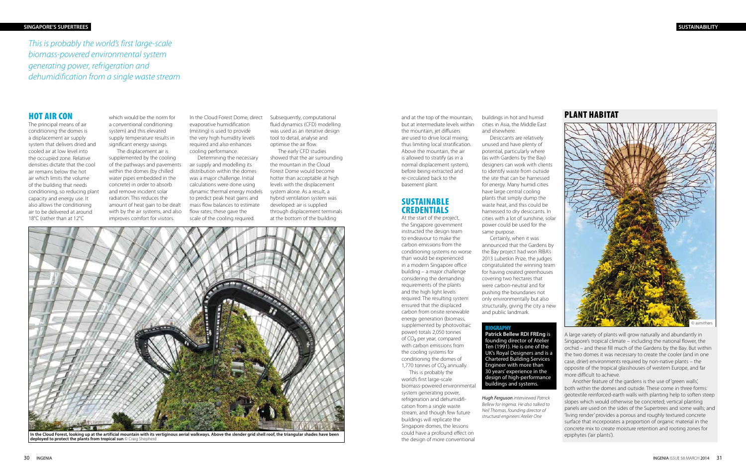*This is probably the world's first large-scale biomass-powered environmental system generating power, refrigeration and dehumidification from a single waste stream*

## HOT AIR CON

The principal means of air conditioning the domes is a displacement air supply system that delivers dried and cooled air at low level into the occupied zone. Relative densities dictate that the cool air remains below the hot air which limits the volume of the building that needs conditioning, so reducing plant capacity and energy use. It also allows the conditioning air to be delivered at around 18°C (rather than at 12°C which would be the norm for a conventional conditioning system) and this elevated supply temperature results in significant energy savings.

The displacement air is supplemented by the cooling of the pathways and pavements within the domes (by chilled water pipes embedded in the concrete) in order to absorb and remove incident solar radiation. This reduces the amount of heat gain to be dealt with by the air systems, and also improves comfort for visitors.

In the Cloud Forest Dome, direct evaporative humidification (misting) is used to provide the very high humidity levels required and also enhances cooling performance.

Determining the necessary air supply and modelling its distribution within the domes was a major challenge. Initial calculations were done using dynamic thermal energy models to predict peak heat gains and mass flow balances to estimate flow rates; these gave the scale of the cooling required. Subsequently, computational fluid dynamics (CFD) modelling was used as an iterative design tool to detail, analyse and optimise the air flow.

The early CFD studies showed that the air surrounding the mountain in the Cloud Forest Dome would become hotter than acceptable at high levels with the displacement system alone. As a result, a hybrid ventilation system was developed: air is supplied through displacement terminals at the bottom of the building and at the top of the mountain, but at intermediate levels within the mountain, jet diffusers are used to drive local mixing, thus limiting local stratification. Above the mountain, the air is allowed to stratify (as in a normal displacement system), before being extracted and re-circulated back to the basement plant.

In the Cloud Forest, looking up at the artificial mountain with its vertiginous aerial walkways. Above the slender grid shell roof, the triangular shades have been deployed to protect the plants from tropical sun © Craig Shepherd

## SUSTAINABLE CREDENTIALS

At the start of the project, the Singapore government instructed the design team to endeavour to make the carbon emissions from the conditioning systems no worse than would be experienced in a modern Singapore office building – a major challenge considering the demanding requirements of the plants and the high light levels required. The resulting system ensured that the displaced carbon from onsite renewable energy generation (biomass, supplemented by photovoltaic power) totals 2,050 tonnes of $CO_2$ per year, compared with carbon emissions from the cooling systems for conditioning the domes of 1,770 tonnes of $CO_2$ annually.

This is probably the world's first large-scale biomass-powered environmental system generating power, refrigeration and dehumidification from a single waste stream, and though few future buildings will replicate the Singapore domes, the lessons could have a profound effect on the design of more conventional buildings in hot and humid cities in Asia, the Middle East and elsewhere.

Desiccants are relatively unused and have plenty of potential, particularly where (as with Gardens by the Bay) designers can work with clients to identify waste from outside the site that can be harnessed for energy. Many humid cities have large central cooling plants that simply dump the waste heat, and this could be harnessed to dry desiccants. In cities with a lot of sunshine, solar power could be used for the same purpose.

Certainly, when it was announced that the Gardens by the Bay project had won RIBA's 2013 Lubetkin Prize, the judges congratulated the winning team for having created greenhouses covering two hectares that were carbon-neutral and for pushing the boundaries not only environmentally but also structurally, giving the city a new and public landmark.

### BIOGRAPHY

**Patrick Bellew RDI FREng** is founding director of Atelier Ten (1991). He is one of the UK's Royal Designers and is a Chartered Building Services Engineer with more than 30 years' experience in the design of high-performance buildings and systems.

*Hugh Ferguson interviewed Patrick Bellew for Ingenia. He also talked to Neil Thomas, founding director of structural engineers Atelier One*

## PLANT HABITAT

© asmithers

A large variety of plants will grow naturally and abundantly in Singapore's tropical climate – including the national flower, the orchid – and these fill much of the Gardens by the Bay. But within the two domes it was necessary to create the cooler (and in one case, drier) environments required by non-native plants – the opposite of the tropical glasshouses of western Europe, and far more difficult to achieve.

Another feature of the gardens is the use of 'green walls', both within the domes and outside. These come in three forms: geotextile reinforced-earth walls with planting help to soften steep slopes which would otherwise be concreted; vertical planting panels are used on the sides of the Supertrees and some walls; and 'living render' provides a porous and roughly textured concrete surface that incorporates a proportion of organic material in the concrete mix to create moisture retention and rooting zones for epiphytes ('air plants').